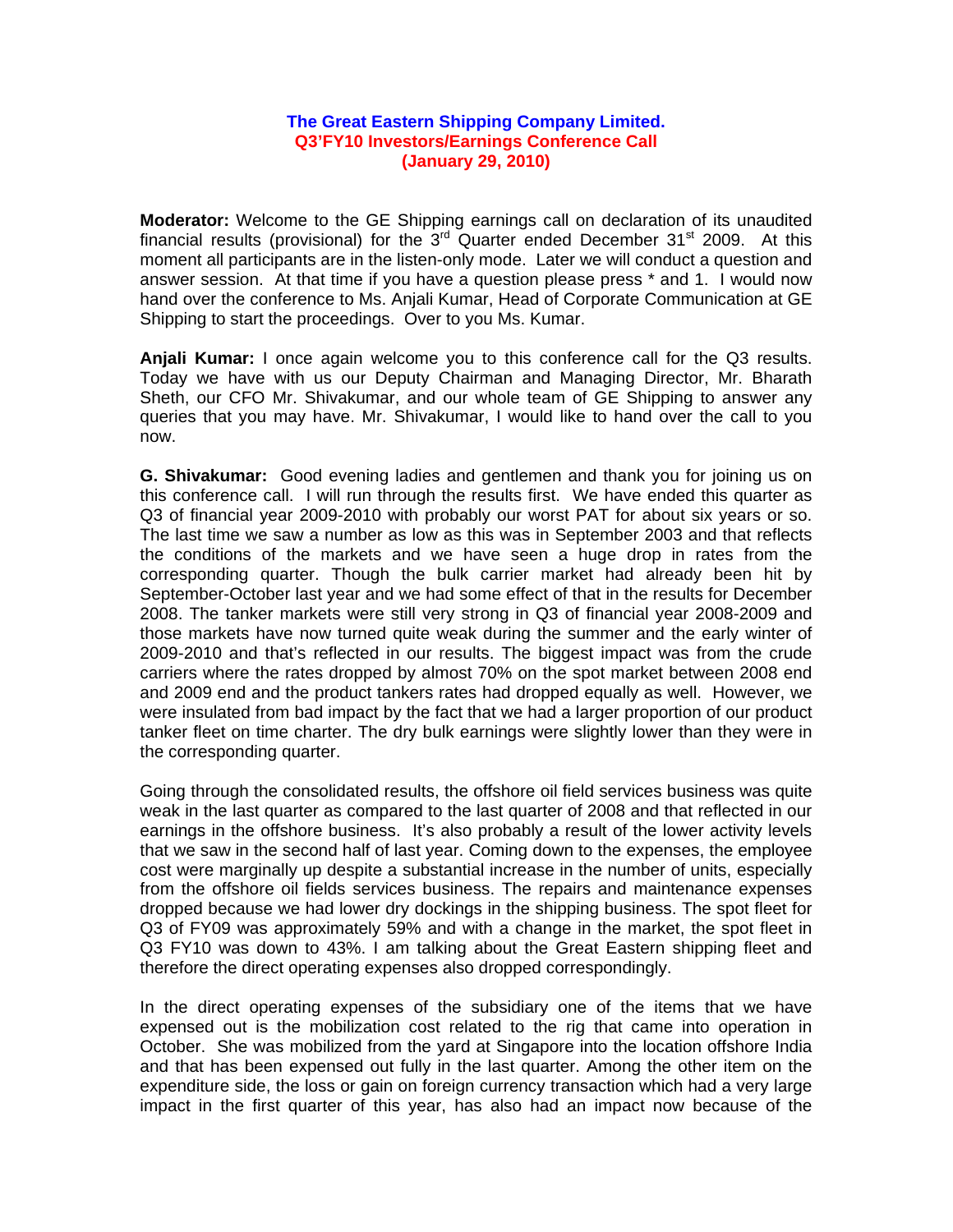**The Great Eastern Shipping Company Limited.**
**Q3'FY10 Investors/Earnings Conference Call**
**(January 29, 2010)**

**Moderator:** Welcome to the GE Shipping earnings call on declaration of its unaudited financial results (provisional) for the 3rd Quarter ended December 31st 2009. At this moment all participants are in the listen-only mode. Later we will conduct a question and answer session. At that time if you have a question please press * and 1. I would now hand over the conference to Ms. Anjali Kumar, Head of Corporate Communication at GE Shipping to start the proceedings. Over to you Ms. Kumar.

**Anjali Kumar:** I once again welcome you to this conference call for the Q3 results. Today we have with us our Deputy Chairman and Managing Director, Mr. Bharath Sheth, our CFO Mr. Shivakumar, and our whole team of GE Shipping to answer any queries that you may have. Mr. Shivakumar, I would like to hand over the call to you now.

**G. Shivakumar:** Good evening ladies and gentlemen and thank you for joining us on this conference call. I will run through the results first. We have ended this quarter as Q3 of financial year 2009-2010 with probably our worst PAT for about six years or so. The last time we saw a number as low as this was in September 2003 and that reflects the conditions of the markets and we have seen a huge drop in rates from the corresponding quarter. Though the bulk carrier market had already been hit by September-October last year and we had some effect of that in the results for December 2008. The tanker markets were still very strong in Q3 of financial year 2008-2009 and those markets have now turned quite weak during the summer and the early winter of 2009-2010 and that's reflected in our results. The biggest impact was from the crude carriers where the rates dropped by almost 70% on the spot market between 2008 end and 2009 end and the product tankers rates had dropped equally as well. However, we were insulated from bad impact by the fact that we had a larger proportion of our product tanker fleet on time charter. The dry bulk earnings were slightly lower than they were in the corresponding quarter.

Going through the consolidated results, the offshore oil field services business was quite weak in the last quarter as compared to the last quarter of 2008 and that reflected in our earnings in the offshore business. It's also probably a result of the lower activity levels that we saw in the second half of last year. Coming down to the expenses, the employee cost were marginally up despite a substantial increase in the number of units, especially from the offshore oil fields services business. The repairs and maintenance expenses dropped because we had lower dry dockings in the shipping business. The spot fleet for Q3 of FY09 was approximately 59% and with a change in the market, the spot fleet in Q3 FY10 was down to 43%. I am talking about the Great Eastern shipping fleet and therefore the direct operating expenses also dropped correspondingly.

In the direct operating expenses of the subsidiary one of the items that we have expensed out is the mobilization cost related to the rig that came into operation in October. She was mobilized from the yard at Singapore into the location offshore India and that has been expensed out fully in the last quarter. Among the other item on the expenditure side, the loss or gain on foreign currency transaction which had a very large impact in the first quarter of this year, has also had an impact now because of the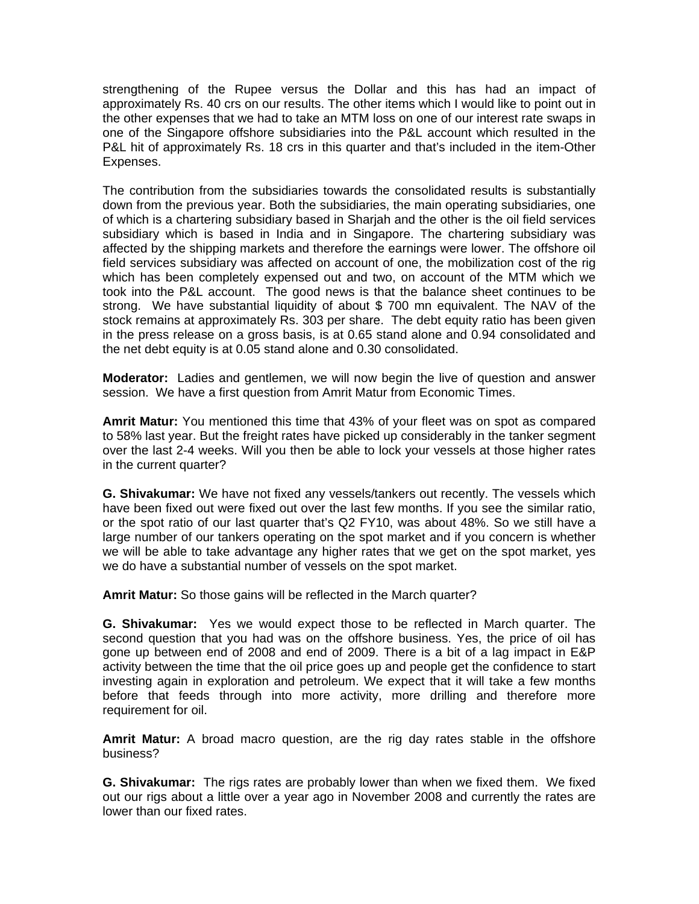strengthening of the Rupee versus the Dollar and this has had an impact of approximately Rs. 40 crs on our results. The other items which I would like to point out in the other expenses that we had to take an MTM loss on one of our interest rate swaps in one of the Singapore offshore subsidiaries into the P&L account which resulted in the P&L hit of approximately Rs. 18 crs in this quarter and that's included in the item-Other Expenses.

The contribution from the subsidiaries towards the consolidated results is substantially down from the previous year. Both the subsidiaries, the main operating subsidiaries, one of which is a chartering subsidiary based in Sharjah and the other is the oil field services subsidiary which is based in India and in Singapore. The chartering subsidiary was affected by the shipping markets and therefore the earnings were lower. The offshore oil field services subsidiary was affected on account of one, the mobilization cost of the rig which has been completely expensed out and two, on account of the MTM which we took into the P&L account. The good news is that the balance sheet continues to be strong. We have substantial liquidity of about $ 700 mn equivalent. The NAV of the stock remains at approximately Rs. 303 per share. The debt equity ratio has been given in the press release on a gross basis, is at 0.65 stand alone and 0.94 consolidated and the net debt equity is at 0.05 stand alone and 0.30 consolidated.

**Moderator:** Ladies and gentlemen, we will now begin the live of question and answer session. We have a first question from Amrit Matur from Economic Times.

**Amrit Matur:** You mentioned this time that 43% of your fleet was on spot as compared to 58% last year. But the freight rates have picked up considerably in the tanker segment over the last 2-4 weeks. Will you then be able to lock your vessels at those higher rates in the current quarter?

**G. Shivakumar:** We have not fixed any vessels/tankers out recently. The vessels which have been fixed out were fixed out over the last few months. If you see the similar ratio, or the spot ratio of our last quarter that's Q2 FY10, was about 48%. So we still have a large number of our tankers operating on the spot market and if you concern is whether we will be able to take advantage any higher rates that we get on the spot market, yes we do have a substantial number of vessels on the spot market.

**Amrit Matur:** So those gains will be reflected in the March quarter?

**G. Shivakumar:** Yes we would expect those to be reflected in March quarter. The second question that you had was on the offshore business. Yes, the price of oil has gone up between end of 2008 and end of 2009. There is a bit of a lag impact in E&P activity between the time that the oil price goes up and people get the confidence to start investing again in exploration and petroleum. We expect that it will take a few months before that feeds through into more activity, more drilling and therefore more requirement for oil.

**Amrit Matur:** A broad macro question, are the rig day rates stable in the offshore business?

**G. Shivakumar:** The rigs rates are probably lower than when we fixed them. We fixed out our rigs about a little over a year ago in November 2008 and currently the rates are lower than our fixed rates.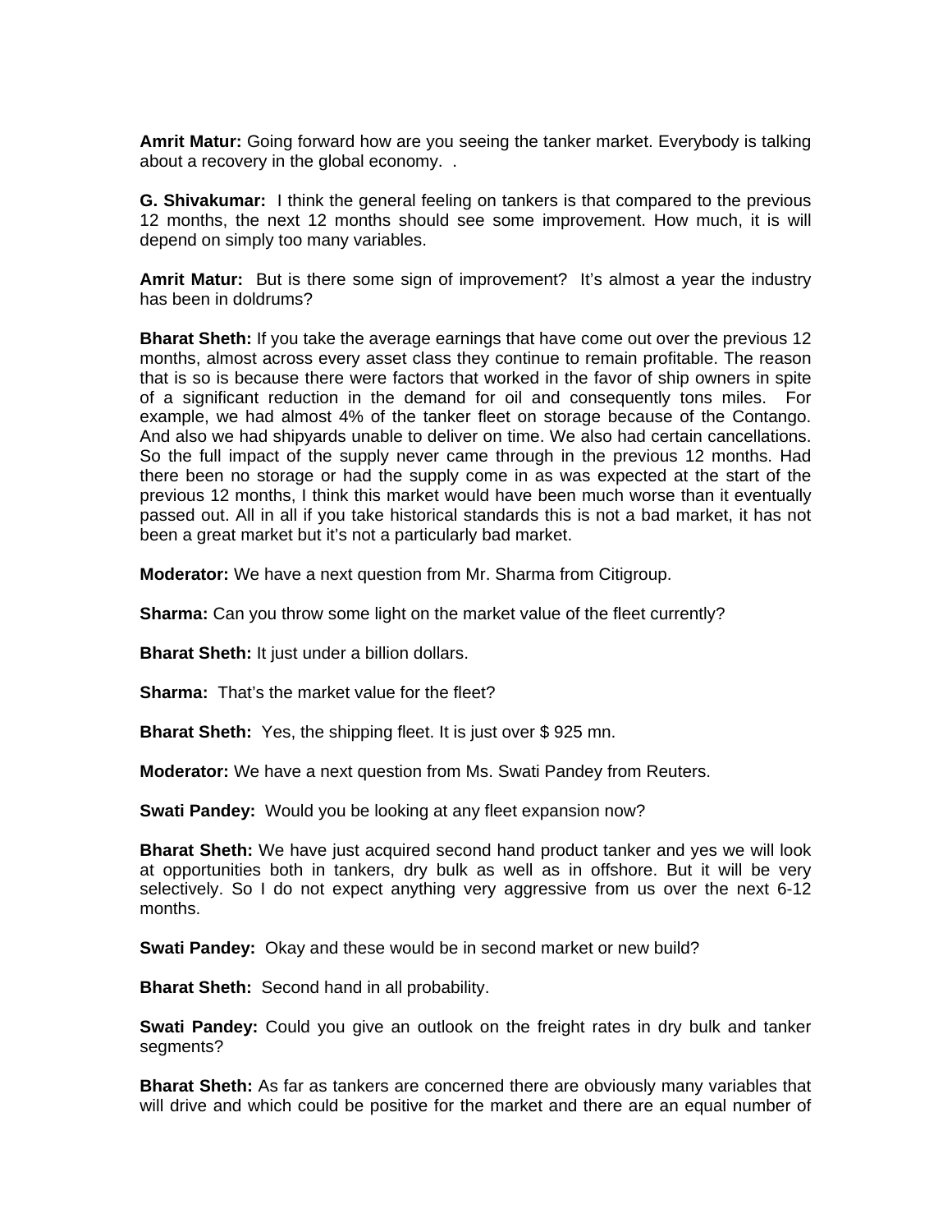**Amrit Matur:** Going forward how are you seeing the tanker market. Everybody is talking about a recovery in the global economy. .

**G. Shivakumar:** I think the general feeling on tankers is that compared to the previous 12 months, the next 12 months should see some improvement. How much, it is will depend on simply too many variables.

**Amrit Matur:** But is there some sign of improvement? It's almost a year the industry has been in doldrums?

**Bharat Sheth:** If you take the average earnings that have come out over the previous 12 months, almost across every asset class they continue to remain profitable. The reason that is so is because there were factors that worked in the favor of ship owners in spite of a significant reduction in the demand for oil and consequently tons miles. For example, we had almost 4% of the tanker fleet on storage because of the Contango. And also we had shipyards unable to deliver on time. We also had certain cancellations. So the full impact of the supply never came through in the previous 12 months. Had there been no storage or had the supply come in as was expected at the start of the previous 12 months, I think this market would have been much worse than it eventually passed out. All in all if you take historical standards this is not a bad market, it has not been a great market but it's not a particularly bad market.

**Moderator:** We have a next question from Mr. Sharma from Citigroup.

**Sharma:** Can you throw some light on the market value of the fleet currently?

**Bharat Sheth:** It just under a billion dollars.

**Sharma:** That's the market value for the fleet?

**Bharat Sheth:** Yes, the shipping fleet. It is just over $ 925 mn.

**Moderator:** We have a next question from Ms. Swati Pandey from Reuters.

**Swati Pandey:** Would you be looking at any fleet expansion now?

**Bharat Sheth:** We have just acquired second hand product tanker and yes we will look at opportunities both in tankers, dry bulk as well as in offshore. But it will be very selectively. So I do not expect anything very aggressive from us over the next 6-12 months.

**Swati Pandey:** Okay and these would be in second market or new build?

**Bharat Sheth:** Second hand in all probability.

**Swati Pandey:** Could you give an outlook on the freight rates in dry bulk and tanker segments?

**Bharat Sheth:** As far as tankers are concerned there are obviously many variables that will drive and which could be positive for the market and there are an equal number of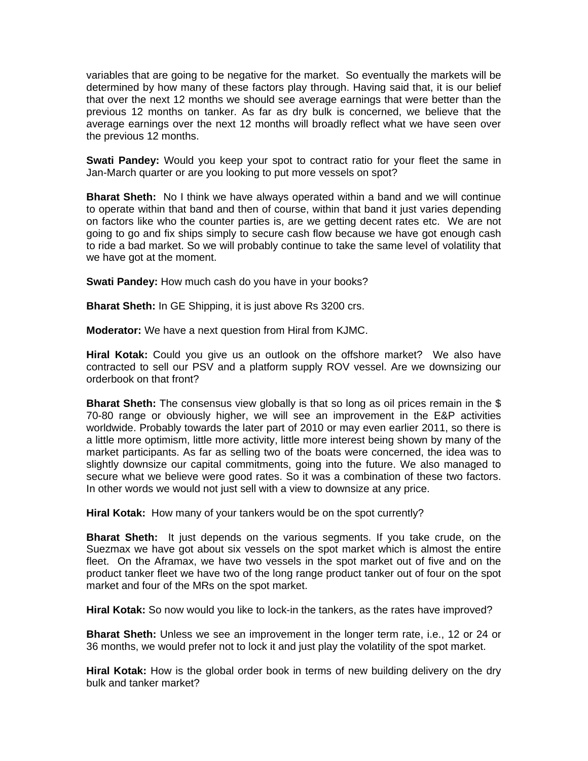variables that are going to be negative for the market. So eventually the markets will be determined by how many of these factors play through. Having said that, it is our belief that over the next 12 months we should see average earnings that were better than the previous 12 months on tanker. As far as dry bulk is concerned, we believe that the average earnings over the next 12 months will broadly reflect what we have seen over the previous 12 months.

**Swati Pandey:** Would you keep your spot to contract ratio for your fleet the same in Jan-March quarter or are you looking to put more vessels on spot?

**Bharat Sheth:** No I think we have always operated within a band and we will continue to operate within that band and then of course, within that band it just varies depending on factors like who the counter parties is, are we getting decent rates etc. We are not going to go and fix ships simply to secure cash flow because we have got enough cash to ride a bad market. So we will probably continue to take the same level of volatility that we have got at the moment.

**Swati Pandey:** How much cash do you have in your books?

**Bharat Sheth:** In GE Shipping, it is just above Rs 3200 crs.

**Moderator:** We have a next question from Hiral from KJMC.

**Hiral Kotak:** Could you give us an outlook on the offshore market? We also have contracted to sell our PSV and a platform supply ROV vessel. Are we downsizing our orderbook on that front?

**Bharat Sheth:** The consensus view globally is that so long as oil prices remain in the $ 70-80 range or obviously higher, we will see an improvement in the E&P activities worldwide. Probably towards the later part of 2010 or may even earlier 2011, so there is a little more optimism, little more activity, little more interest being shown by many of the market participants. As far as selling two of the boats were concerned, the idea was to slightly downsize our capital commitments, going into the future. We also managed to secure what we believe were good rates. So it was a combination of these two factors. In other words we would not just sell with a view to downsize at any price.

**Hiral Kotak:** How many of your tankers would be on the spot currently?

**Bharat Sheth:** It just depends on the various segments. If you take crude, on the Suezmax we have got about six vessels on the spot market which is almost the entire fleet. On the Aframax, we have two vessels in the spot market out of five and on the product tanker fleet we have two of the long range product tanker out of four on the spot market and four of the MRs on the spot market.

**Hiral Kotak:** So now would you like to lock-in the tankers, as the rates have improved?

**Bharat Sheth:** Unless we see an improvement in the longer term rate, i.e., 12 or 24 or 36 months, we would prefer not to lock it and just play the volatility of the spot market.

**Hiral Kotak:** How is the global order book in terms of new building delivery on the dry bulk and tanker market?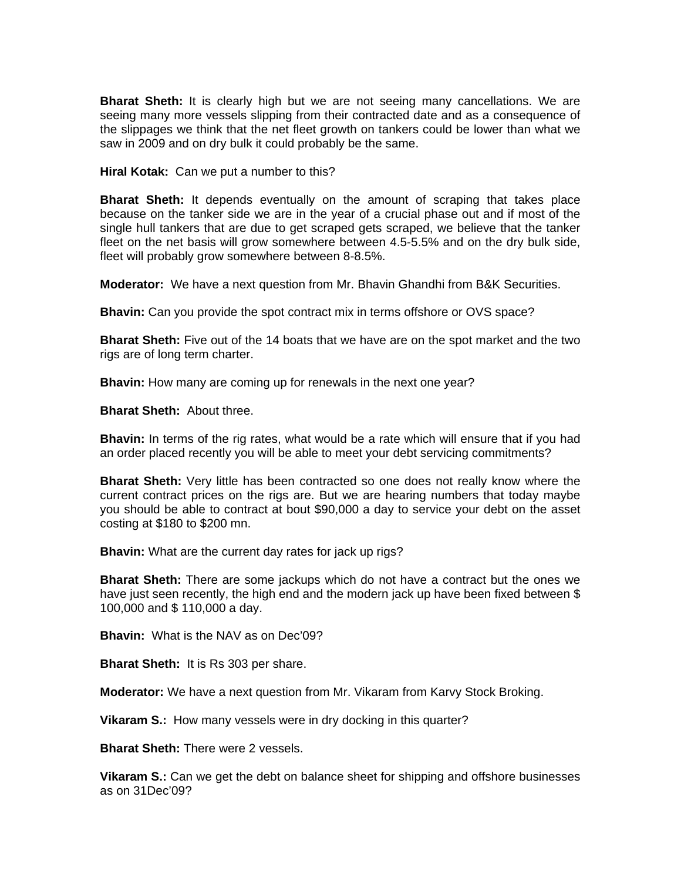**Bharat Sheth:** It is clearly high but we are not seeing many cancellations. We are seeing many more vessels slipping from their contracted date and as a consequence of the slippages we think that the net fleet growth on tankers could be lower than what we saw in 2009 and on dry bulk it could probably be the same.

**Hiral Kotak:** Can we put a number to this?

**Bharat Sheth:** It depends eventually on the amount of scraping that takes place because on the tanker side we are in the year of a crucial phase out and if most of the single hull tankers that are due to get scraped gets scraped, we believe that the tanker fleet on the net basis will grow somewhere between 4.5-5.5% and on the dry bulk side, fleet will probably grow somewhere between 8-8.5%.

**Moderator:** We have a next question from Mr. Bhavin Ghandhi from B&K Securities.

**Bhavin:** Can you provide the spot contract mix in terms offshore or OVS space?

**Bharat Sheth:** Five out of the 14 boats that we have are on the spot market and the two rigs are of long term charter.

**Bhavin:** How many are coming up for renewals in the next one year?

**Bharat Sheth:** About three.

**Bhavin:** In terms of the rig rates, what would be a rate which will ensure that if you had an order placed recently you will be able to meet your debt servicing commitments?

**Bharat Sheth:** Very little has been contracted so one does not really know where the current contract prices on the rigs are. But we are hearing numbers that today maybe you should be able to contract at bout $90,000 a day to service your debt on the asset costing at $180 to $200 mn.

**Bhavin:** What are the current day rates for jack up rigs?

**Bharat Sheth:** There are some jackups which do not have a contract but the ones we have just seen recently, the high end and the modern jack up have been fixed between $ 100,000 and $ 110,000 a day.

**Bhavin:** What is the NAV as on Dec'09?

**Bharat Sheth:** It is Rs 303 per share.

**Moderator:** We have a next question from Mr. Vikaram from Karvy Stock Broking.

**Vikaram S.:** How many vessels were in dry docking in this quarter?

**Bharat Sheth:** There were 2 vessels.

**Vikaram S.:** Can we get the debt on balance sheet for shipping and offshore businesses as on 31Dec'09?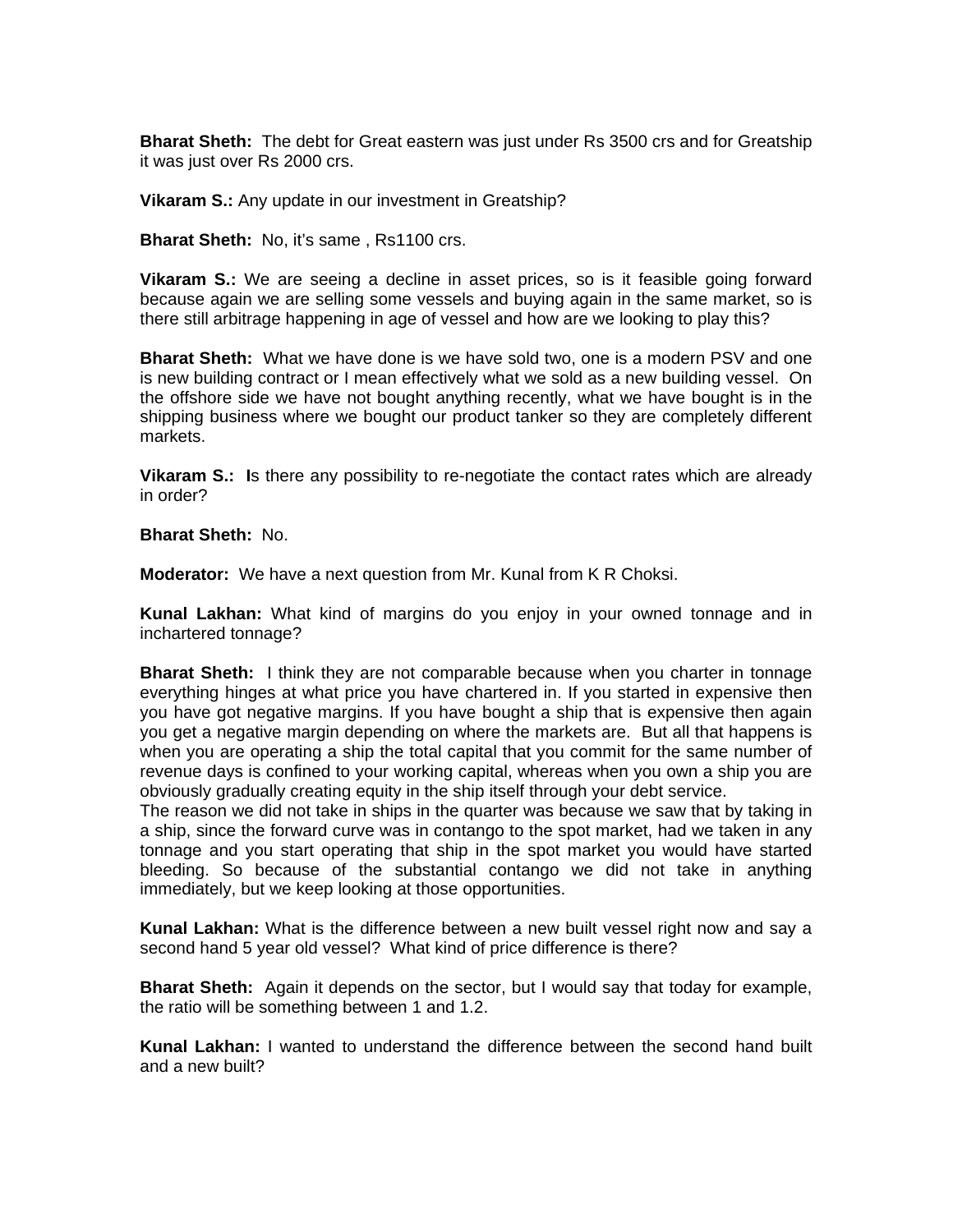**Bharat Sheth:** The debt for Great eastern was just under Rs 3500 crs and for Greatship it was just over Rs 2000 crs.

**Vikaram S.:** Any update in our investment in Greatship?

**Bharat Sheth:** No, it's same , Rs1100 crs.

**Vikaram S.:** We are seeing a decline in asset prices, so is it feasible going forward because again we are selling some vessels and buying again in the same market, so is there still arbitrage happening in age of vessel and how are we looking to play this?

**Bharat Sheth:** What we have done is we have sold two, one is a modern PSV and one is new building contract or I mean effectively what we sold as a new building vessel. On the offshore side we have not bought anything recently, what we have bought is in the shipping business where we bought our product tanker so they are completely different markets.

**Vikaram S.:** **I**s there any possibility to re-negotiate the contact rates which are already in order?

**Bharat Sheth:** No.

**Moderator:** We have a next question from Mr. Kunal from K R Choksi.

**Kunal Lakhan:** What kind of margins do you enjoy in your owned tonnage and in inchartered tonnage?

**Bharat Sheth:** I think they are not comparable because when you charter in tonnage everything hinges at what price you have chartered in. If you started in expensive then you have got negative margins. If you have bought a ship that is expensive then again you get a negative margin depending on where the markets are. But all that happens is when you are operating a ship the total capital that you commit for the same number of revenue days is confined to your working capital, whereas when you own a ship you are obviously gradually creating equity in the ship itself through your debt service.
The reason we did not take in ships in the quarter was because we saw that by taking in a ship, since the forward curve was in contango to the spot market, had we taken in any tonnage and you start operating that ship in the spot market you would have started bleeding. So because of the substantial contango we did not take in anything immediately, but we keep looking at those opportunities.

**Kunal Lakhan:** What is the difference between a new built vessel right now and say a second hand 5 year old vessel? What kind of price difference is there?

**Bharat Sheth:** Again it depends on the sector, but I would say that today for example, the ratio will be something between 1 and 1.2.

**Kunal Lakhan:** I wanted to understand the difference between the second hand built and a new built?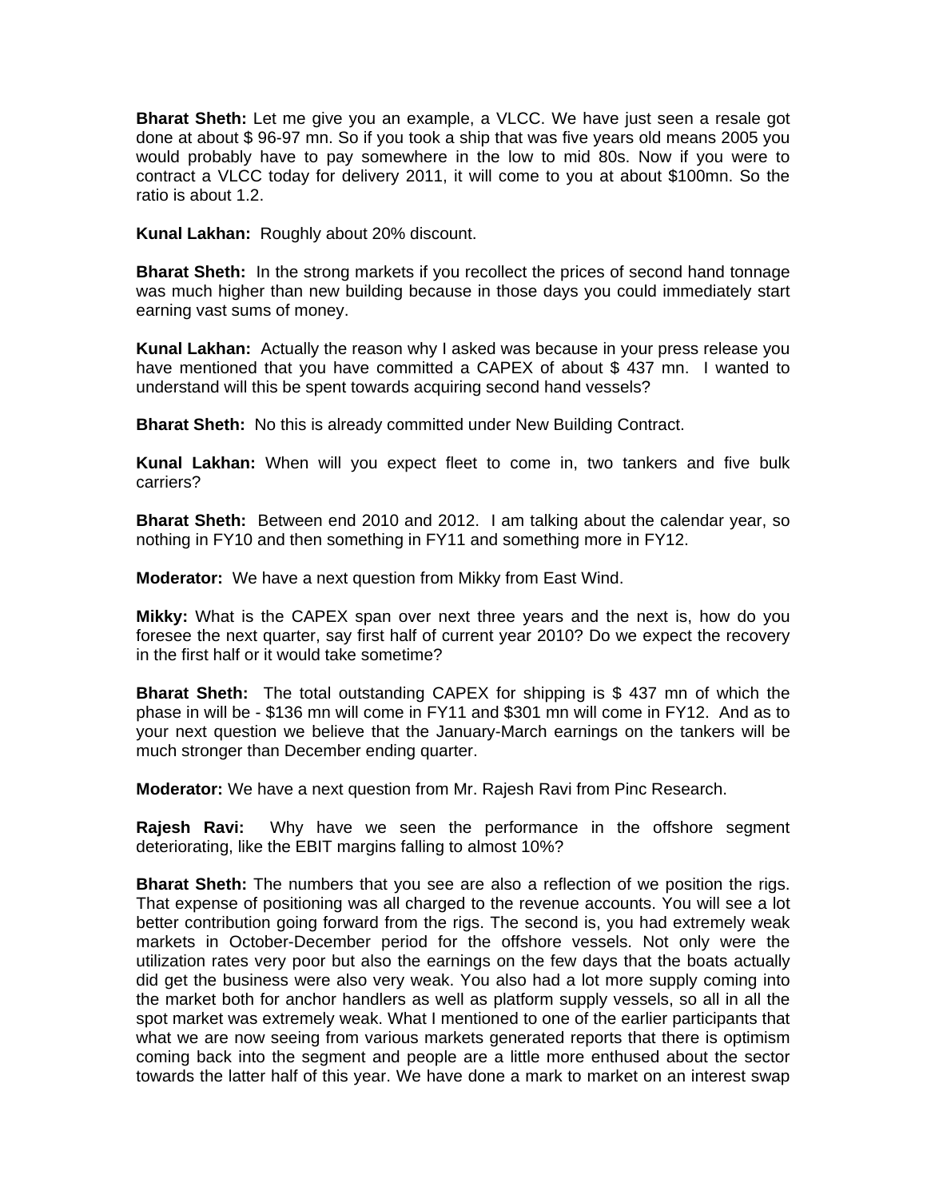**Bharat Sheth:** Let me give you an example, a VLCC. We have just seen a resale got done at about $ 96-97 mn. So if you took a ship that was five years old means 2005 you would probably have to pay somewhere in the low to mid 80s. Now if you were to contract a VLCC today for delivery 2011, it will come to you at about $100mn. So the ratio is about 1.2.

**Kunal Lakhan:** Roughly about 20% discount.

**Bharat Sheth:** In the strong markets if you recollect the prices of second hand tonnage was much higher than new building because in those days you could immediately start earning vast sums of money.

**Kunal Lakhan:** Actually the reason why I asked was because in your press release you have mentioned that you have committed a CAPEX of about $ 437 mn. I wanted to understand will this be spent towards acquiring second hand vessels?

**Bharat Sheth:** No this is already committed under New Building Contract.

**Kunal Lakhan:** When will you expect fleet to come in, two tankers and five bulk carriers?

**Bharat Sheth:** Between end 2010 and 2012. I am talking about the calendar year, so nothing in FY10 and then something in FY11 and something more in FY12.

**Moderator:** We have a next question from Mikky from East Wind.

**Mikky:** What is the CAPEX span over next three years and the next is, how do you foresee the next quarter, say first half of current year 2010? Do we expect the recovery in the first half or it would take sometime?

**Bharat Sheth:** The total outstanding CAPEX for shipping is $ 437 mn of which the phase in will be - $136 mn will come in FY11 and $301 mn will come in FY12. And as to your next question we believe that the January-March earnings on the tankers will be much stronger than December ending quarter.

**Moderator:** We have a next question from Mr. Rajesh Ravi from Pinc Research.

**Rajesh Ravi:** Why have we seen the performance in the offshore segment deteriorating, like the EBIT margins falling to almost 10%?

**Bharat Sheth:** The numbers that you see are also a reflection of we position the rigs. That expense of positioning was all charged to the revenue accounts. You will see a lot better contribution going forward from the rigs. The second is, you had extremely weak markets in October-December period for the offshore vessels. Not only were the utilization rates very poor but also the earnings on the few days that the boats actually did get the business were also very weak. You also had a lot more supply coming into the market both for anchor handlers as well as platform supply vessels, so all in all the spot market was extremely weak. What I mentioned to one of the earlier participants that what we are now seeing from various markets generated reports that there is optimism coming back into the segment and people are a little more enthused about the sector towards the latter half of this year. We have done a mark to market on an interest swap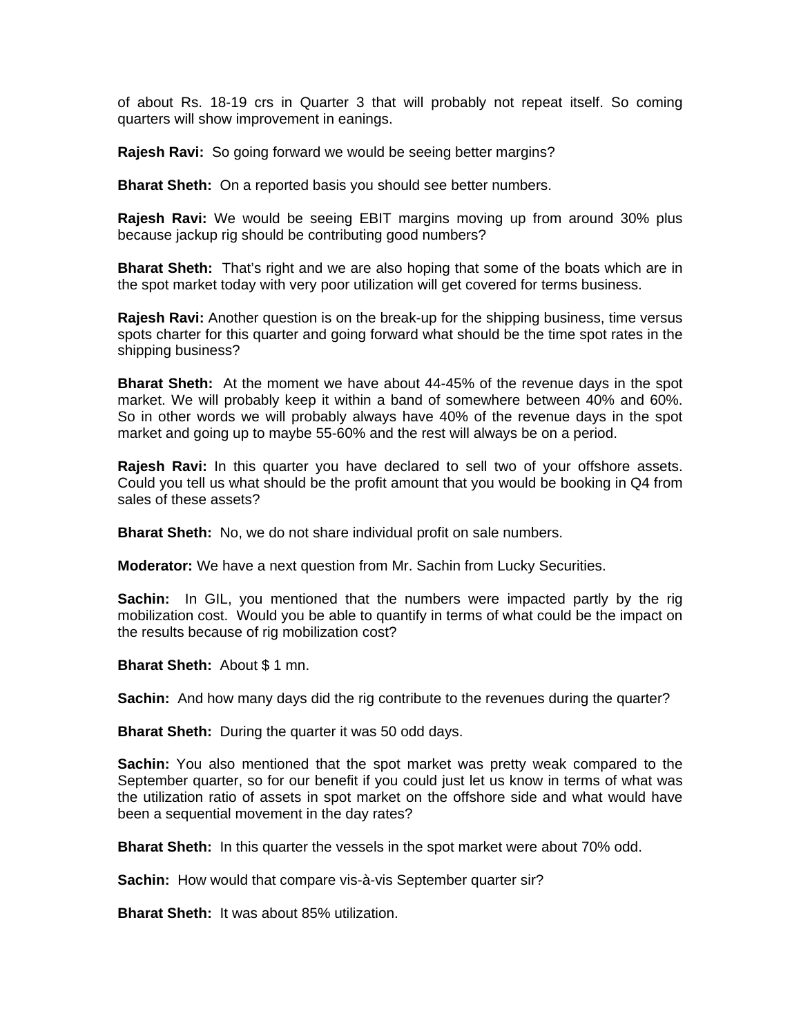of about Rs. 18-19 crs in Quarter 3 that will probably not repeat itself. So coming quarters will show improvement in eanings.

**Rajesh Ravi:** So going forward we would be seeing better margins?

**Bharat Sheth:** On a reported basis you should see better numbers.

**Rajesh Ravi:** We would be seeing EBIT margins moving up from around 30% plus because jackup rig should be contributing good numbers?

**Bharat Sheth:** That's right and we are also hoping that some of the boats which are in the spot market today with very poor utilization will get covered for terms business.

**Rajesh Ravi:** Another question is on the break-up for the shipping business, time versus spots charter for this quarter and going forward what should be the time spot rates in the shipping business?

**Bharat Sheth:** At the moment we have about 44-45% of the revenue days in the spot market. We will probably keep it within a band of somewhere between 40% and 60%. So in other words we will probably always have 40% of the revenue days in the spot market and going up to maybe 55-60% and the rest will always be on a period.

**Rajesh Ravi:** In this quarter you have declared to sell two of your offshore assets. Could you tell us what should be the profit amount that you would be booking in Q4 from sales of these assets?

**Bharat Sheth:** No, we do not share individual profit on sale numbers.

**Moderator:** We have a next question from Mr. Sachin from Lucky Securities.

**Sachin:** In GIL, you mentioned that the numbers were impacted partly by the rig mobilization cost. Would you be able to quantify in terms of what could be the impact on the results because of rig mobilization cost?

**Bharat Sheth:** About $ 1 mn.

**Sachin:** And how many days did the rig contribute to the revenues during the quarter?

**Bharat Sheth:** During the quarter it was 50 odd days.

**Sachin:** You also mentioned that the spot market was pretty weak compared to the September quarter, so for our benefit if you could just let us know in terms of what was the utilization ratio of assets in spot market on the offshore side and what would have been a sequential movement in the day rates?

**Bharat Sheth:** In this quarter the vessels in the spot market were about 70% odd.

**Sachin:** How would that compare vis-à-vis September quarter sir?

**Bharat Sheth:** It was about 85% utilization.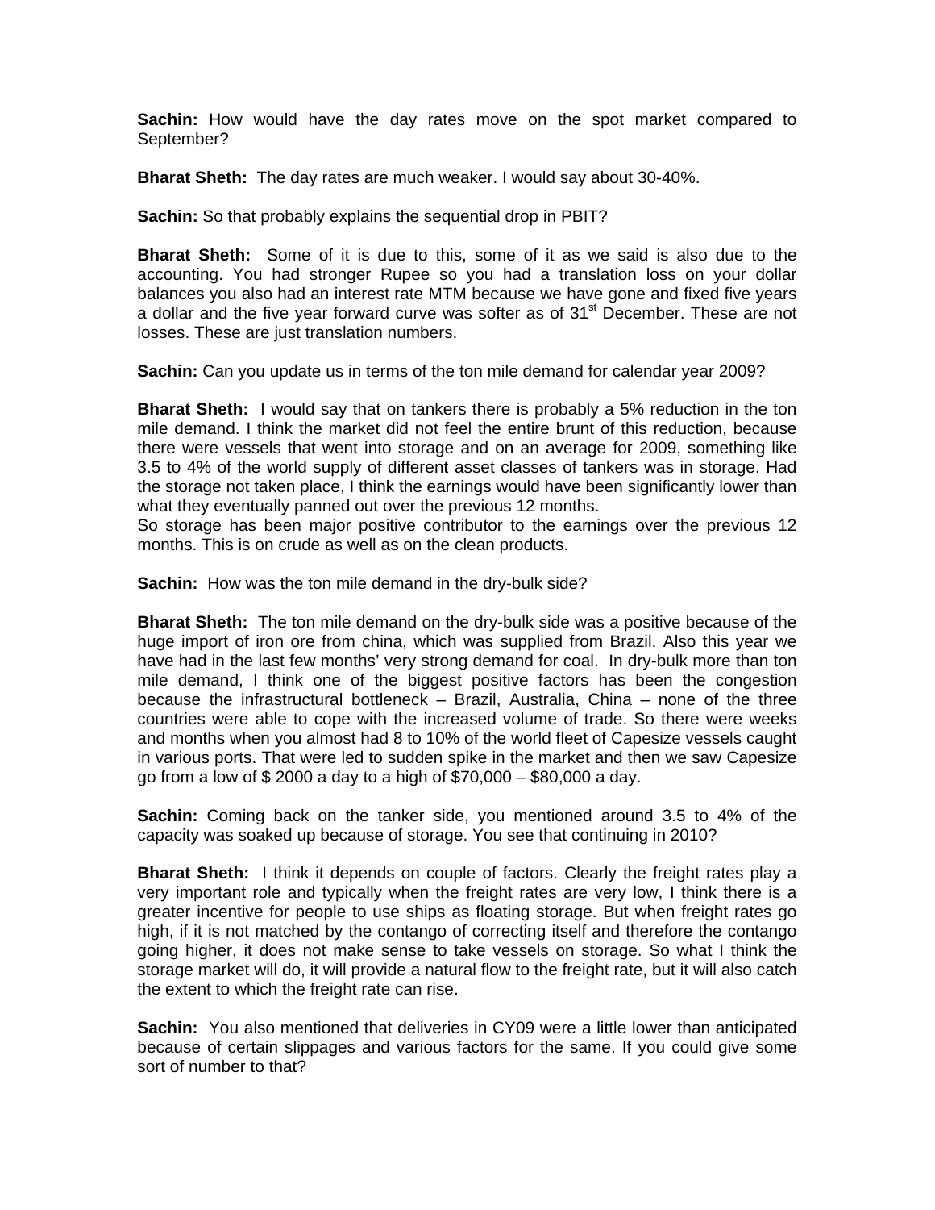**Sachin:** How would have the day rates move on the spot market compared to September?

**Bharat Sheth:** The day rates are much weaker. I would say about 30-40%.

**Sachin:** So that probably explains the sequential drop in PBIT?

**Bharat Sheth:** Some of it is due to this, some of it as we said is also due to the accounting. You had stronger Rupee so you had a translation loss on your dollar balances you also had an interest rate MTM because we have gone and fixed five years a dollar and the five year forward curve was softer as of 31st December. These are not losses. These are just translation numbers.

**Sachin:** Can you update us in terms of the ton mile demand for calendar year 2009?

**Bharat Sheth:** I would say that on tankers there is probably a 5% reduction in the ton mile demand. I think the market did not feel the entire brunt of this reduction, because there were vessels that went into storage and on an average for 2009, something like 3.5 to 4% of the world supply of different asset classes of tankers was in storage. Had the storage not taken place, I think the earnings would have been significantly lower than what they eventually panned out over the previous 12 months.
So storage has been major positive contributor to the earnings over the previous 12 months. This is on crude as well as on the clean products.

**Sachin:** How was the ton mile demand in the dry-bulk side?

**Bharat Sheth:** The ton mile demand on the dry-bulk side was a positive because of the huge import of iron ore from china, which was supplied from Brazil. Also this year we have had in the last few months' very strong demand for coal. In dry-bulk more than ton mile demand, I think one of the biggest positive factors has been the congestion because the infrastructural bottleneck – Brazil, Australia, China – none of the three countries were able to cope with the increased volume of trade. So there were weeks and months when you almost had 8 to 10% of the world fleet of Capesize vessels caught in various ports. That were led to sudden spike in the market and then we saw Capesize go from a low of $ 2000 a day to a high of $70,000 – $80,000 a day.

**Sachin:** Coming back on the tanker side, you mentioned around 3.5 to 4% of the capacity was soaked up because of storage. You see that continuing in 2010?

**Bharat Sheth:** I think it depends on couple of factors. Clearly the freight rates play a very important role and typically when the freight rates are very low, I think there is a greater incentive for people to use ships as floating storage. But when freight rates go high, if it is not matched by the contango of correcting itself and therefore the contango going higher, it does not make sense to take vessels on storage. So what I think the storage market will do, it will provide a natural flow to the freight rate, but it will also catch the extent to which the freight rate can rise.

**Sachin:** You also mentioned that deliveries in CY09 were a little lower than anticipated because of certain slippages and various factors for the same. If you could give some sort of number to that?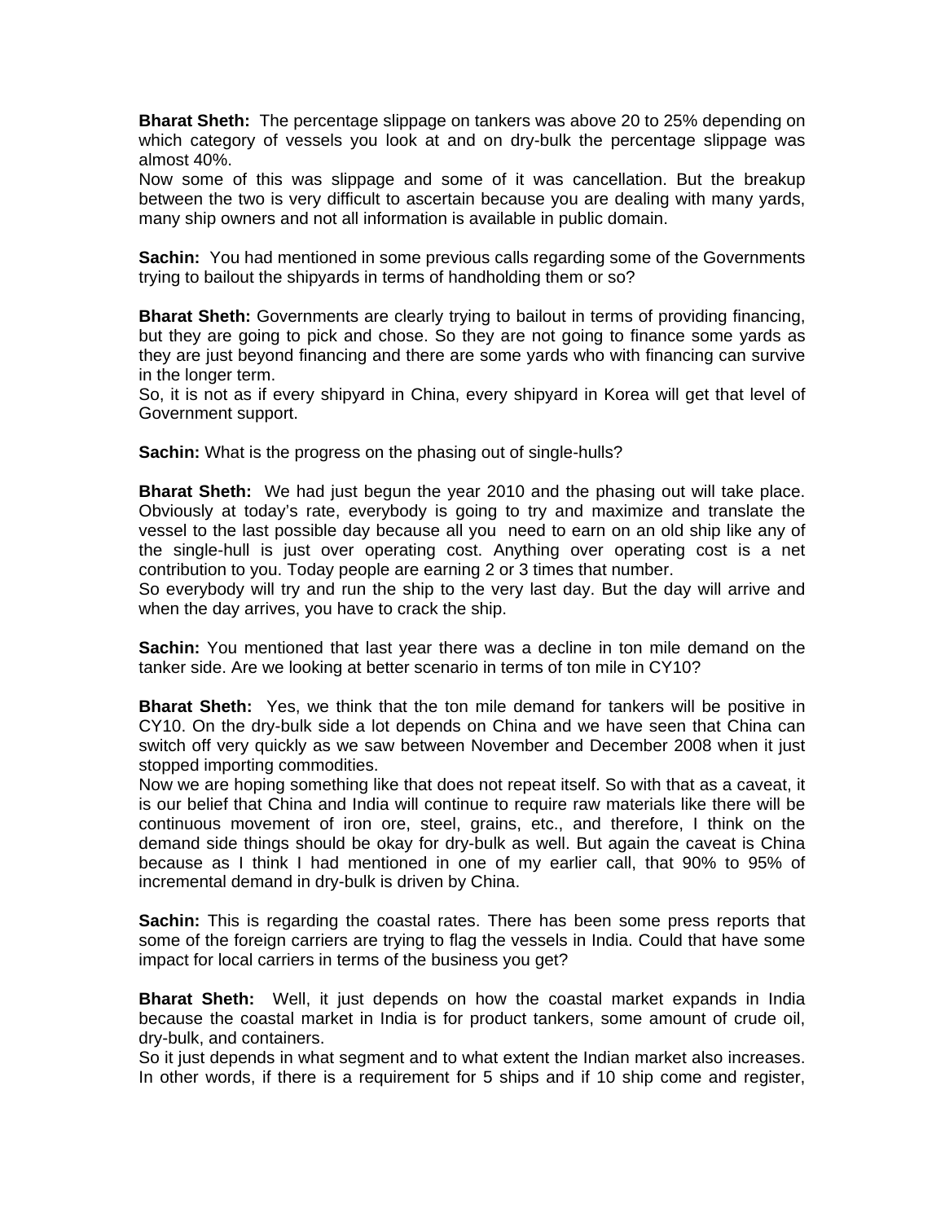**Bharat Sheth:** The percentage slippage on tankers was above 20 to 25% depending on which category of vessels you look at and on dry-bulk the percentage slippage was almost 40%.
Now some of this was slippage and some of it was cancellation. But the breakup between the two is very difficult to ascertain because you are dealing with many yards, many ship owners and not all information is available in public domain.

**Sachin:** You had mentioned in some previous calls regarding some of the Governments trying to bailout the shipyards in terms of handholding them or so?

**Bharat Sheth:** Governments are clearly trying to bailout in terms of providing financing, but they are going to pick and chose. So they are not going to finance some yards as they are just beyond financing and there are some yards who with financing can survive in the longer term.
So, it is not as if every shipyard in China, every shipyard in Korea will get that level of Government support.

**Sachin:** What is the progress on the phasing out of single-hulls?

**Bharat Sheth:** We had just begun the year 2010 and the phasing out will take place. Obviously at today's rate, everybody is going to try and maximize and translate the vessel to the last possible day because all you need to earn on an old ship like any of the single-hull is just over operating cost. Anything over operating cost is a net contribution to you. Today people are earning 2 or 3 times that number.
So everybody will try and run the ship to the very last day. But the day will arrive and when the day arrives, you have to crack the ship.

**Sachin:** You mentioned that last year there was a decline in ton mile demand on the tanker side. Are we looking at better scenario in terms of ton mile in CY10?

**Bharat Sheth:** Yes, we think that the ton mile demand for tankers will be positive in CY10. On the dry-bulk side a lot depends on China and we have seen that China can switch off very quickly as we saw between November and December 2008 when it just stopped importing commodities.
Now we are hoping something like that does not repeat itself. So with that as a caveat, it is our belief that China and India will continue to require raw materials like there will be continuous movement of iron ore, steel, grains, etc., and therefore, I think on the demand side things should be okay for dry-bulk as well. But again the caveat is China because as I think I had mentioned in one of my earlier call, that 90% to 95% of incremental demand in dry-bulk is driven by China.

**Sachin:** This is regarding the coastal rates. There has been some press reports that some of the foreign carriers are trying to flag the vessels in India. Could that have some impact for local carriers in terms of the business you get?

**Bharat Sheth:** Well, it just depends on how the coastal market expands in India because the coastal market in India is for product tankers, some amount of crude oil, dry-bulk, and containers.
So it just depends in what segment and to what extent the Indian market also increases. In other words, if there is a requirement for 5 ships and if 10 ship come and register,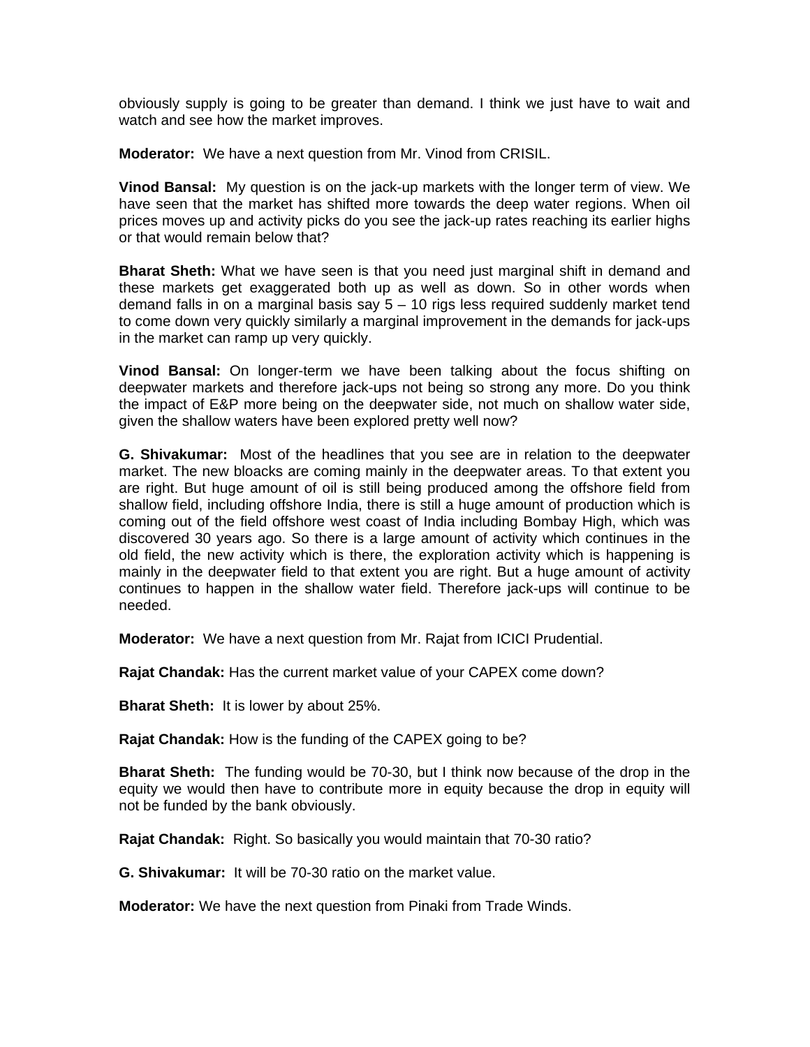obviously supply is going to be greater than demand. I think we just have to wait and watch and see how the market improves.

**Moderator:** We have a next question from Mr. Vinod from CRISIL.

**Vinod Bansal:** My question is on the jack-up markets with the longer term of view. We have seen that the market has shifted more towards the deep water regions. When oil prices moves up and activity picks do you see the jack-up rates reaching its earlier highs or that would remain below that?

**Bharat Sheth:** What we have seen is that you need just marginal shift in demand and these markets get exaggerated both up as well as down. So in other words when demand falls in on a marginal basis say 5 – 10 rigs less required suddenly market tend to come down very quickly similarly a marginal improvement in the demands for jack-ups in the market can ramp up very quickly.

**Vinod Bansal:** On longer-term we have been talking about the focus shifting on deepwater markets and therefore jack-ups not being so strong any more. Do you think the impact of E&P more being on the deepwater side, not much on shallow water side, given the shallow waters have been explored pretty well now?

**G. Shivakumar:** Most of the headlines that you see are in relation to the deepwater market. The new bloacks are coming mainly in the deepwater areas. To that extent you are right. But huge amount of oil is still being produced among the offshore field from shallow field, including offshore India, there is still a huge amount of production which is coming out of the field offshore west coast of India including Bombay High, which was discovered 30 years ago. So there is a large amount of activity which continues in the old field, the new activity which is there, the exploration activity which is happening is mainly in the deepwater field to that extent you are right. But a huge amount of activity continues to happen in the shallow water field. Therefore jack-ups will continue to be needed.

**Moderator:** We have a next question from Mr. Rajat from ICICI Prudential.

**Rajat Chandak:** Has the current market value of your CAPEX come down?

**Bharat Sheth:** It is lower by about 25%.

**Rajat Chandak:** How is the funding of the CAPEX going to be?

**Bharat Sheth:** The funding would be 70-30, but I think now because of the drop in the equity we would then have to contribute more in equity because the drop in equity will not be funded by the bank obviously.

**Rajat Chandak:** Right. So basically you would maintain that 70-30 ratio?

**G. Shivakumar:** It will be 70-30 ratio on the market value.

**Moderator:** We have the next question from Pinaki from Trade Winds.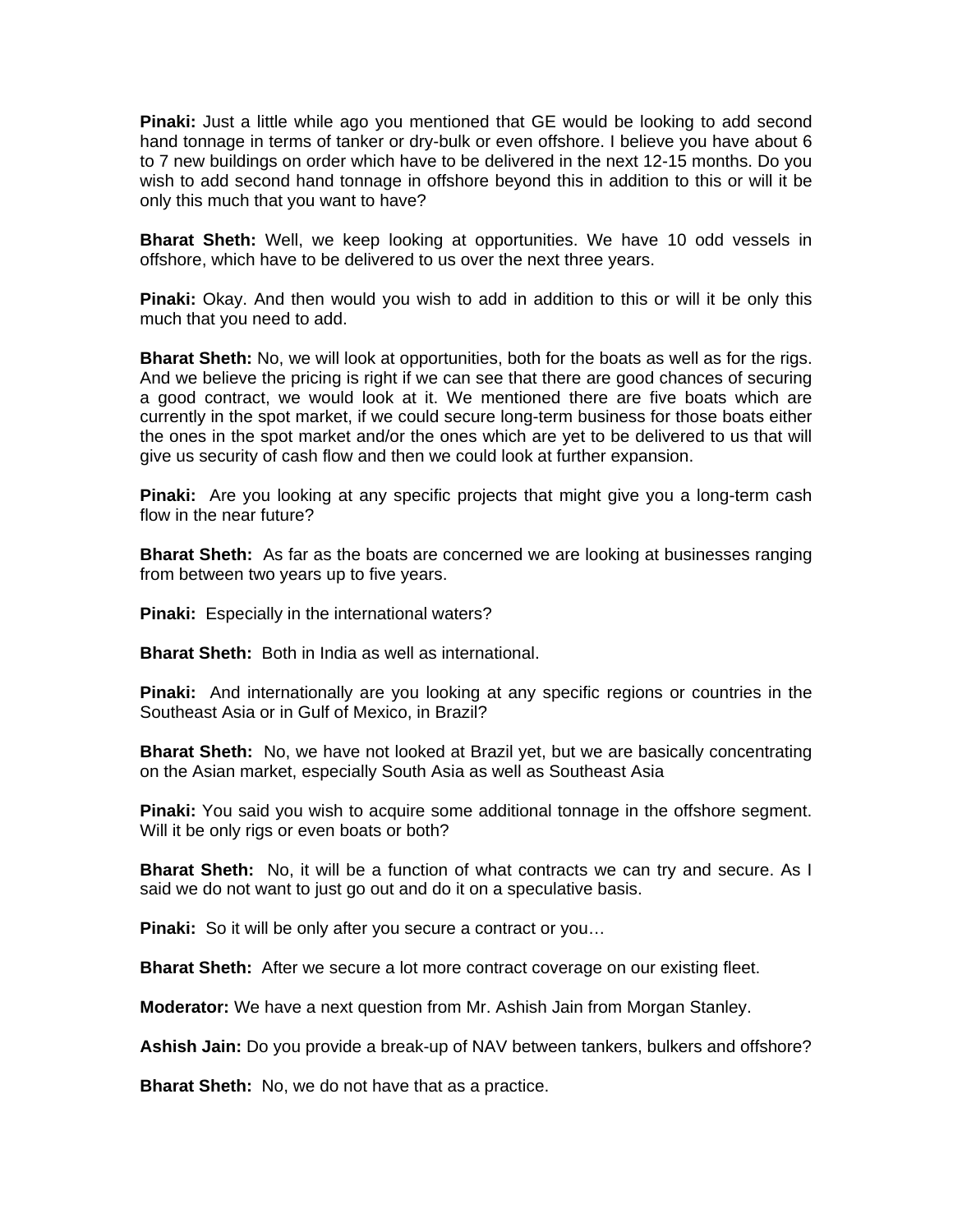**Pinaki:** Just a little while ago you mentioned that GE would be looking to add second hand tonnage in terms of tanker or dry-bulk or even offshore. I believe you have about 6 to 7 new buildings on order which have to be delivered in the next 12-15 months. Do you wish to add second hand tonnage in offshore beyond this in addition to this or will it be only this much that you want to have?

**Bharat Sheth:** Well, we keep looking at opportunities. We have 10 odd vessels in offshore, which have to be delivered to us over the next three years.

**Pinaki:** Okay. And then would you wish to add in addition to this or will it be only this much that you need to add.

**Bharat Sheth:** No, we will look at opportunities, both for the boats as well as for the rigs. And we believe the pricing is right if we can see that there are good chances of securing a good contract, we would look at it. We mentioned there are five boats which are currently in the spot market, if we could secure long-term business for those boats either the ones in the spot market and/or the ones which are yet to be delivered to us that will give us security of cash flow and then we could look at further expansion.

**Pinaki:** Are you looking at any specific projects that might give you a long-term cash flow in the near future?

**Bharat Sheth:** As far as the boats are concerned we are looking at businesses ranging from between two years up to five years.

**Pinaki:** Especially in the international waters?

**Bharat Sheth:** Both in India as well as international.

**Pinaki:** And internationally are you looking at any specific regions or countries in the Southeast Asia or in Gulf of Mexico, in Brazil?

**Bharat Sheth:** No, we have not looked at Brazil yet, but we are basically concentrating on the Asian market, especially South Asia as well as Southeast Asia

**Pinaki:** You said you wish to acquire some additional tonnage in the offshore segment. Will it be only rigs or even boats or both?

**Bharat Sheth:** No, it will be a function of what contracts we can try and secure. As I said we do not want to just go out and do it on a speculative basis.

**Pinaki:** So it will be only after you secure a contract or you…

**Bharat Sheth:** After we secure a lot more contract coverage on our existing fleet.

**Moderator:** We have a next question from Mr. Ashish Jain from Morgan Stanley.

**Ashish Jain:** Do you provide a break-up of NAV between tankers, bulkers and offshore?

**Bharat Sheth:** No, we do not have that as a practice.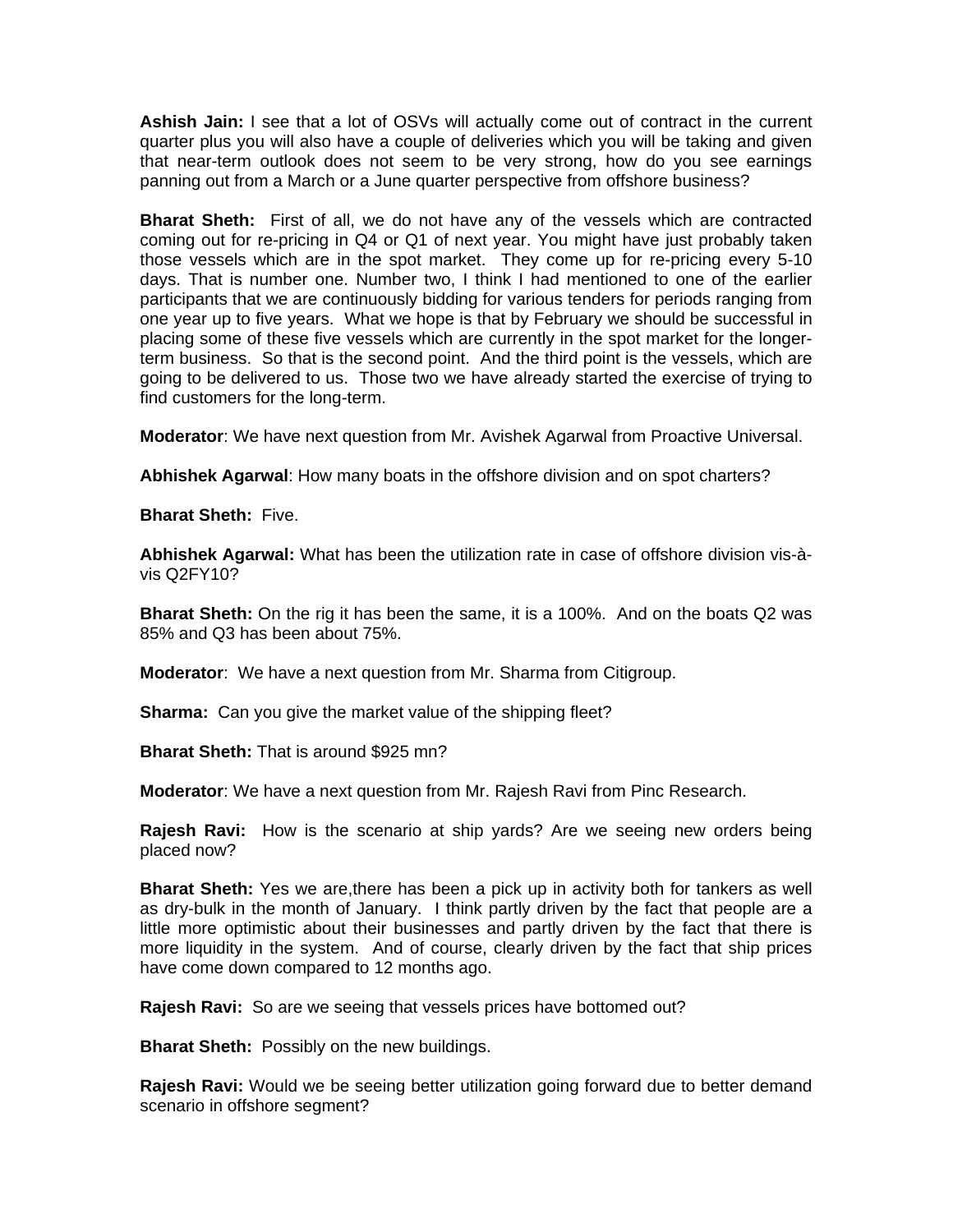**Ashish Jain:** I see that a lot of OSVs will actually come out of contract in the current quarter plus you will also have a couple of deliveries which you will be taking and given that near-term outlook does not seem to be very strong, how do you see earnings panning out from a March or a June quarter perspective from offshore business?

**Bharat Sheth:** First of all, we do not have any of the vessels which are contracted coming out for re-pricing in Q4 or Q1 of next year. You might have just probably taken those vessels which are in the spot market. They come up for re-pricing every 5-10 days. That is number one. Number two, I think I had mentioned to one of the earlier participants that we are continuously bidding for various tenders for periods ranging from one year up to five years. What we hope is that by February we should be successful in placing some of these five vessels which are currently in the spot market for the longer-term business. So that is the second point. And the third point is the vessels, which are going to be delivered to us. Those two we have already started the exercise of trying to find customers for the long-term.

**Moderator**: We have next question from Mr. Avishek Agarwal from Proactive Universal.

**Abhishek Agarwal**: How many boats in the offshore division and on spot charters?

**Bharat Sheth:** Five.

**Abhishek Agarwal:** What has been the utilization rate in case of offshore division vis-à-vis Q2FY10?

**Bharat Sheth:** On the rig it has been the same, it is a 100%. And on the boats Q2 was 85% and Q3 has been about 75%.

**Moderator**: We have a next question from Mr. Sharma from Citigroup.

**Sharma:** Can you give the market value of the shipping fleet?

**Bharat Sheth:** That is around $925 mn?

**Moderator**: We have a next question from Mr. Rajesh Ravi from Pinc Research.

**Rajesh Ravi:** How is the scenario at ship yards? Are we seeing new orders being placed now?

**Bharat Sheth:** Yes we are,there has been a pick up in activity both for tankers as well as dry-bulk in the month of January. I think partly driven by the fact that people are a little more optimistic about their businesses and partly driven by the fact that there is more liquidity in the system. And of course, clearly driven by the fact that ship prices have come down compared to 12 months ago.

**Rajesh Ravi:** So are we seeing that vessels prices have bottomed out?

**Bharat Sheth:** Possibly on the new buildings.

**Rajesh Ravi:** Would we be seeing better utilization going forward due to better demand scenario in offshore segment?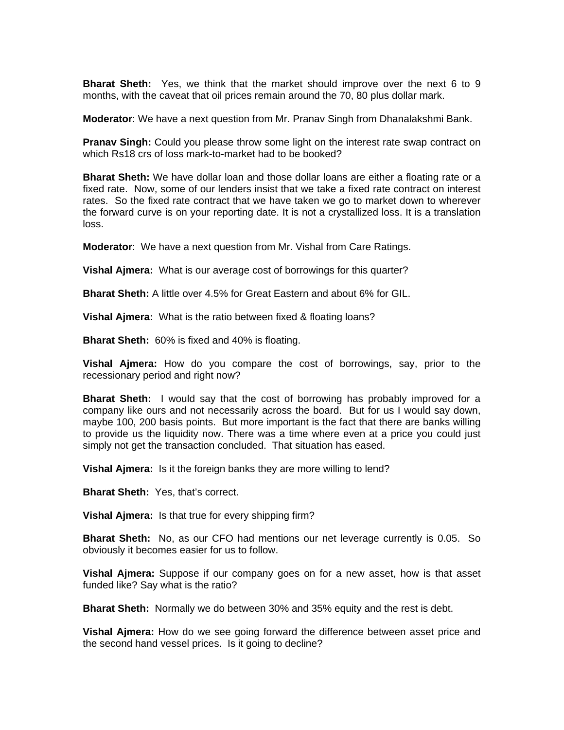**Bharat Sheth:** Yes, we think that the market should improve over the next 6 to 9 months, with the caveat that oil prices remain around the 70, 80 plus dollar mark.

**Moderator**: We have a next question from Mr. Pranav Singh from Dhanalakshmi Bank.

**Pranav Singh:** Could you please throw some light on the interest rate swap contract on which Rs18 crs of loss mark-to-market had to be booked?

**Bharat Sheth:** We have dollar loan and those dollar loans are either a floating rate or a fixed rate. Now, some of our lenders insist that we take a fixed rate contract on interest rates. So the fixed rate contract that we have taken we go to market down to wherever the forward curve is on your reporting date. It is not a crystallized loss. It is a translation loss.

**Moderator**: We have a next question from Mr. Vishal from Care Ratings.

**Vishal Ajmera:** What is our average cost of borrowings for this quarter?

**Bharat Sheth:** A little over 4.5% for Great Eastern and about 6% for GIL.

**Vishal Ajmera:** What is the ratio between fixed & floating loans?

**Bharat Sheth:** 60% is fixed and 40% is floating.

**Vishal Ajmera:** How do you compare the cost of borrowings, say, prior to the recessionary period and right now?

**Bharat Sheth:** I would say that the cost of borrowing has probably improved for a company like ours and not necessarily across the board. But for us I would say down, maybe 100, 200 basis points. But more important is the fact that there are banks willing to provide us the liquidity now. There was a time where even at a price you could just simply not get the transaction concluded. That situation has eased.

**Vishal Ajmera:** Is it the foreign banks they are more willing to lend?

**Bharat Sheth:** Yes, that's correct.

**Vishal Ajmera:** Is that true for every shipping firm?

**Bharat Sheth:** No, as our CFO had mentions our net leverage currently is 0.05. So obviously it becomes easier for us to follow.

**Vishal Ajmera:** Suppose if our company goes on for a new asset, how is that asset funded like? Say what is the ratio?

**Bharat Sheth:** Normally we do between 30% and 35% equity and the rest is debt.

**Vishal Ajmera:** How do we see going forward the difference between asset price and the second hand vessel prices. Is it going to decline?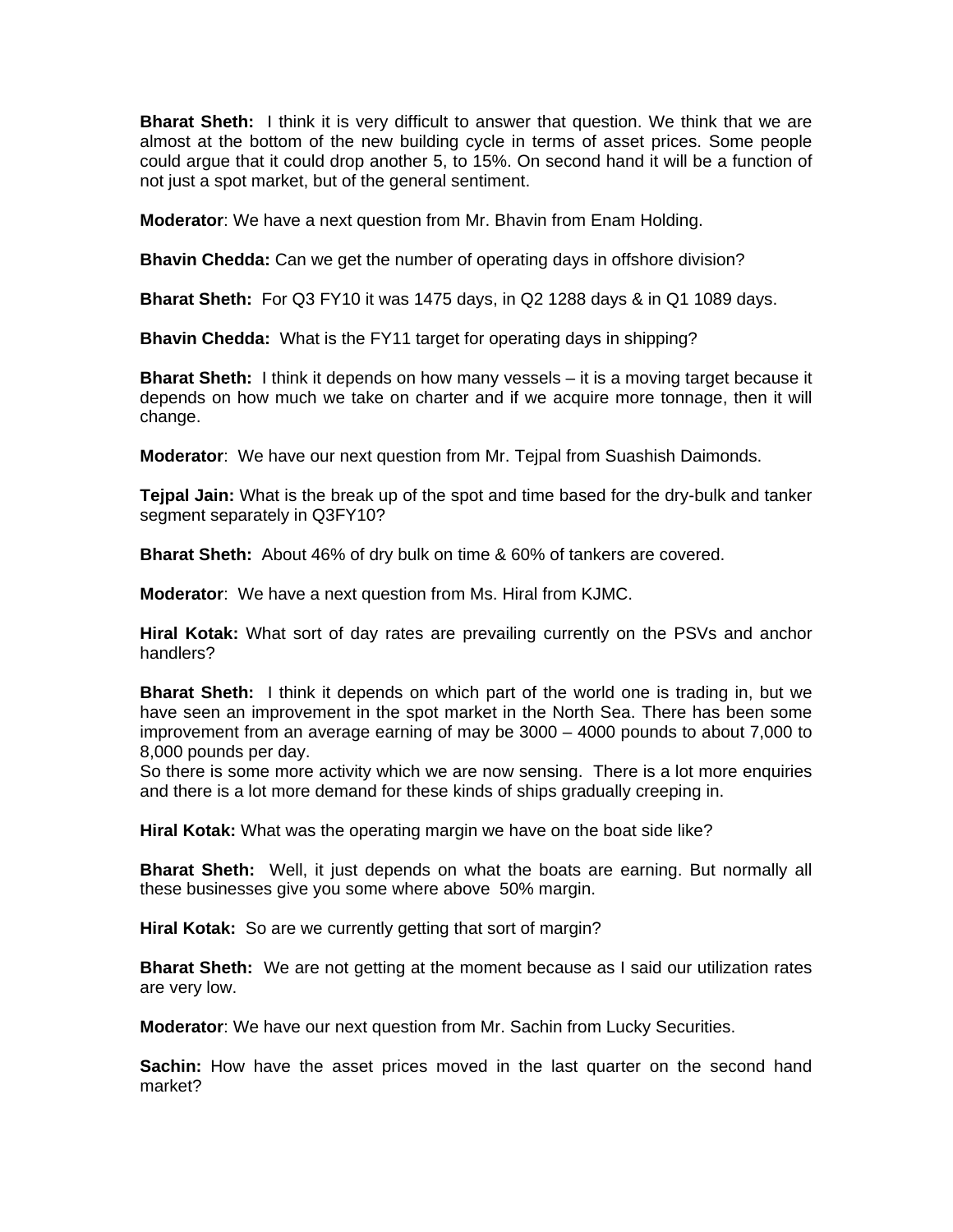**Bharat Sheth:** I think it is very difficult to answer that question. We think that we are almost at the bottom of the new building cycle in terms of asset prices. Some people could argue that it could drop another 5, to 15%. On second hand it will be a function of not just a spot market, but of the general sentiment.

**Moderator**: We have a next question from Mr. Bhavin from Enam Holding.

**Bhavin Chedda:** Can we get the number of operating days in offshore division?

**Bharat Sheth:** For Q3 FY10 it was 1475 days, in Q2 1288 days & in Q1 1089 days.

**Bhavin Chedda:** What is the FY11 target for operating days in shipping?

**Bharat Sheth:** I think it depends on how many vessels – it is a moving target because it depends on how much we take on charter and if we acquire more tonnage, then it will change.

**Moderator**: We have our next question from Mr. Tejpal from Suashish Daimonds.

**Tejpal Jain:** What is the break up of the spot and time based for the dry-bulk and tanker segment separately in Q3FY10?

**Bharat Sheth:** About 46% of dry bulk on time & 60% of tankers are covered.

**Moderator**: We have a next question from Ms. Hiral from KJMC.

**Hiral Kotak:** What sort of day rates are prevailing currently on the PSVs and anchor handlers?

**Bharat Sheth:** I think it depends on which part of the world one is trading in, but we have seen an improvement in the spot market in the North Sea. There has been some improvement from an average earning of may be 3000 – 4000 pounds to about 7,000 to 8,000 pounds per day.
So there is some more activity which we are now sensing. There is a lot more enquiries and there is a lot more demand for these kinds of ships gradually creeping in.

**Hiral Kotak:** What was the operating margin we have on the boat side like?

**Bharat Sheth:** Well, it just depends on what the boats are earning. But normally all these businesses give you some where above 50% margin.

**Hiral Kotak:** So are we currently getting that sort of margin?

**Bharat Sheth:** We are not getting at the moment because as I said our utilization rates are very low.

**Moderator**: We have our next question from Mr. Sachin from Lucky Securities.

**Sachin:** How have the asset prices moved in the last quarter on the second hand market?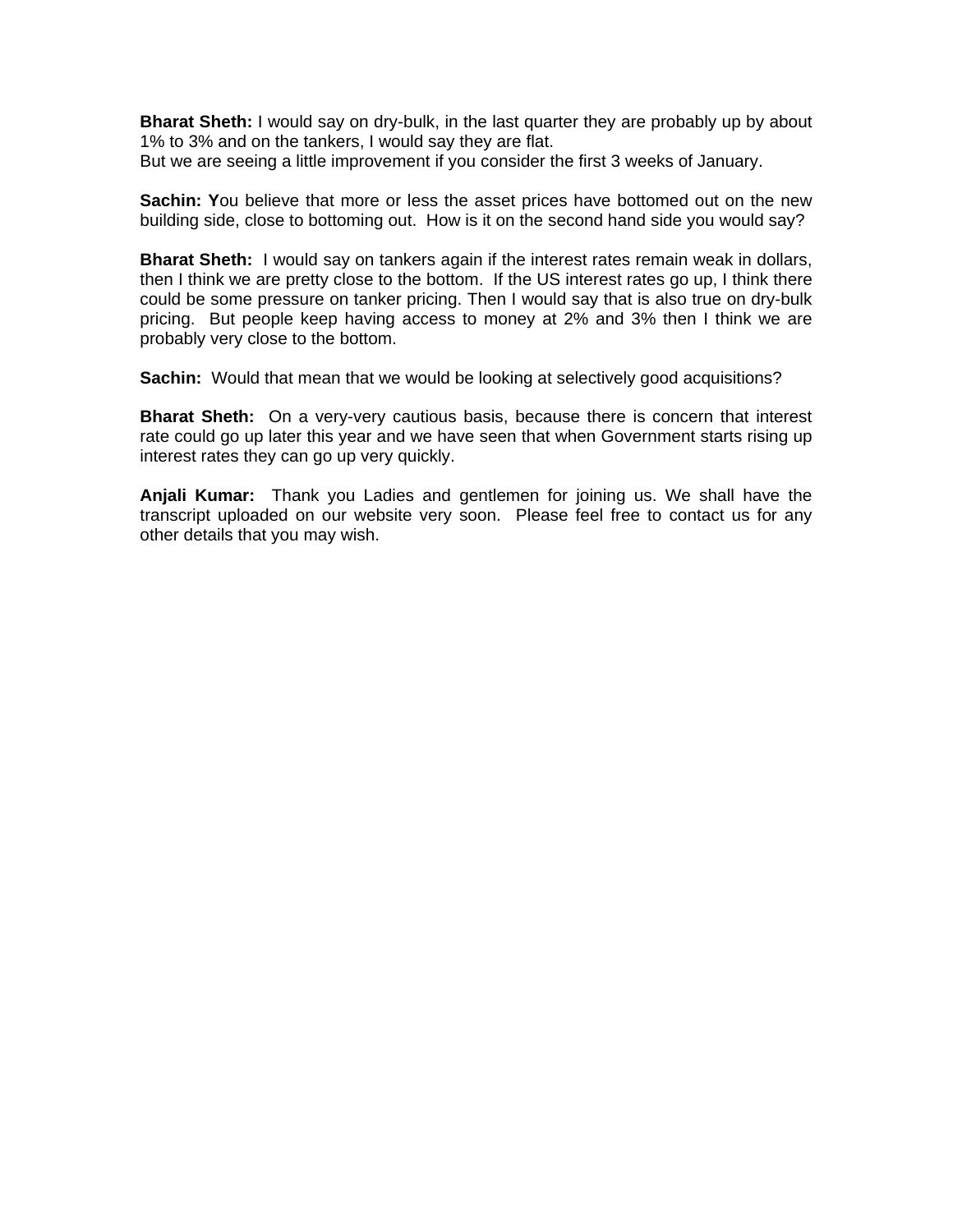**Bharat Sheth:** I would say on dry-bulk, in the last quarter they are probably up by about 1% to 3% and on the tankers, I would say they are flat.
But we are seeing a little improvement if you consider the first 3 weeks of January.

**Sachin: Y**ou believe that more or less the asset prices have bottomed out on the new building side, close to bottoming out. How is it on the second hand side you would say?

**Bharat Sheth:** I would say on tankers again if the interest rates remain weak in dollars, then I think we are pretty close to the bottom. If the US interest rates go up, I think there could be some pressure on tanker pricing. Then I would say that is also true on dry-bulk pricing. But people keep having access to money at 2% and 3% then I think we are probably very close to the bottom.

**Sachin:** Would that mean that we would be looking at selectively good acquisitions?

**Bharat Sheth:** On a very-very cautious basis, because there is concern that interest rate could go up later this year and we have seen that when Government starts rising up interest rates they can go up very quickly.

**Anjali Kumar:** Thank you Ladies and gentlemen for joining us. We shall have the transcript uploaded on our website very soon. Please feel free to contact us for any other details that you may wish.